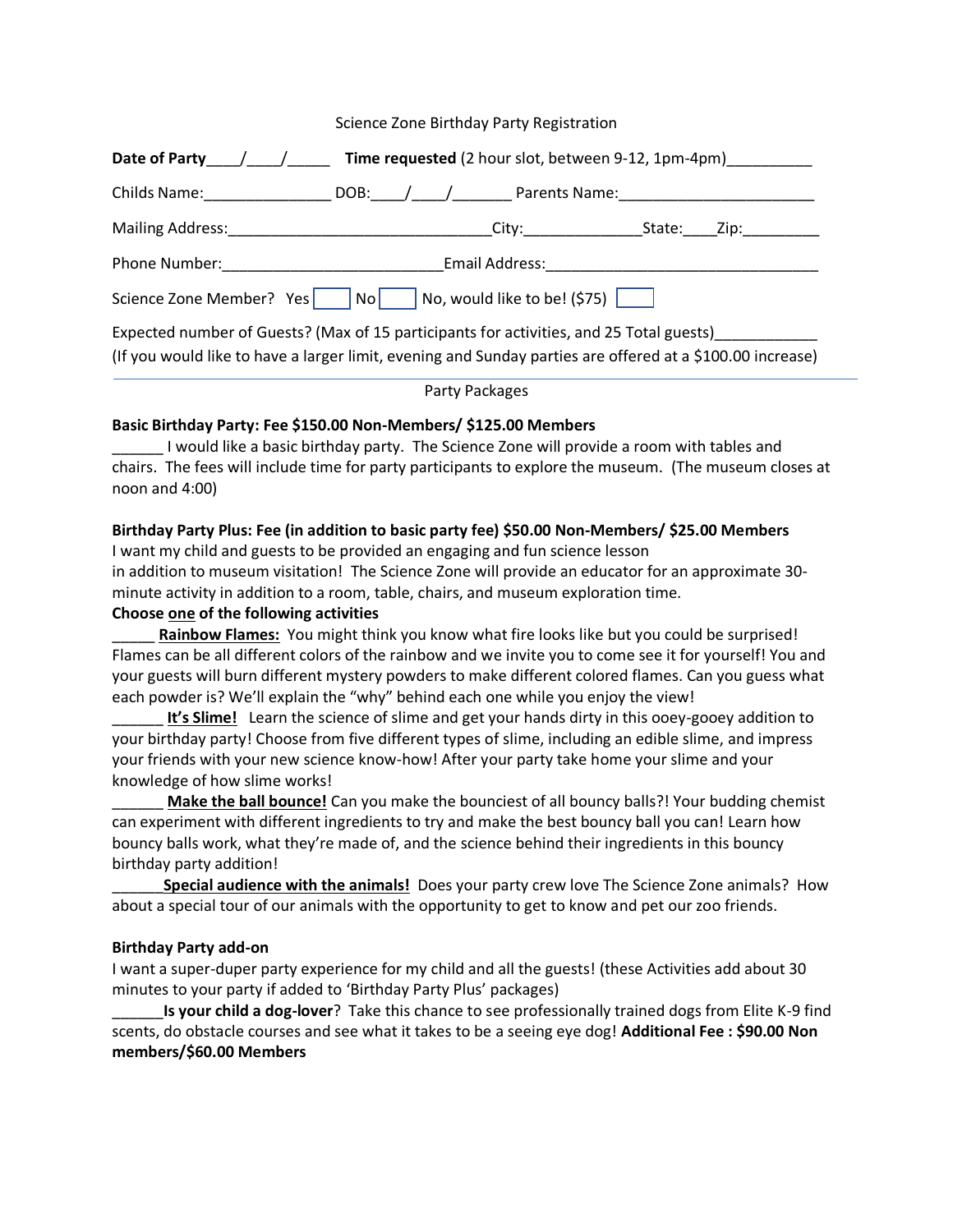Science Zone Birthday Party Registration

**Date of Party**____/____/_____ **Time requested** (2 hour slot, between 9-12, 1pm-4pm)__________

Childs Name:_______________ DOB:____/____/_______ Parents Name:_______________________

Mailing Address:______________________________City:______________State:____Zip:_________

Phone Number:_________________________Email Address:_______________________________

Science Zone Member? Yes [ ] No [ ] No, would like to be! ($75) [ ]

Expected number of Guests? (Max of 15 participants for activities, and 25 Total guests)____________
(If you would like to have a larger limit, evening and Sunday parties are offered at a $100.00 increase)

---

Party Packages

**Basic Birthday Party: Fee $150.00 Non-Members/ $125.00 Members**

______ I would like a basic birthday party. The Science Zone will provide a room with tables and chairs. The fees will include time for party participants to explore the museum. (The museum closes at noon and 4:00)

**Birthday Party Plus: Fee (in addition to basic party fee) $50.00 Non-Members/ $25.00 Members**

I want my child and guests to be provided an engaging and fun science lesson in addition to museum visitation! The Science Zone will provide an educator for an approximate 30-minute activity in addition to a room, table, chairs, and museum exploration time.

**Choose one of the following activities**

_____ **Rainbow Flames:** You might think you know what fire looks like but you could be surprised! Flames can be all different colors of the rainbow and we invite you to come see it for yourself! You and your guests will burn different mystery powders to make different colored flames. Can you guess what each powder is? We'll explain the "why" behind each one while you enjoy the view!

______ **It's Slime!** Learn the science of slime and get your hands dirty in this ooey-gooey addition to your birthday party! Choose from five different types of slime, including an edible slime, and impress your friends with your new science know-how! After your party take home your slime and your knowledge of how slime works!

______ **Make the ball bounce!** Can you make the bounciest of all bouncy balls?! Your budding chemist can experiment with different ingredients to try and make the best bouncy ball you can! Learn how bouncy balls work, what they're made of, and the science behind their ingredients in this bouncy birthday party addition!

______**Special audience with the animals!** Does your party crew love The Science Zone animals? How about a special tour of our animals with the opportunity to get to know and pet our zoo friends.

**Birthday Party add-on**

I want a super-duper party experience for my child and all the guests! (these Activities add about 30 minutes to your party if added to 'Birthday Party Plus' packages)

______**Is your child a dog-lover**? Take this chance to see professionally trained dogs from Elite K-9 find scents, do obstacle courses and see what it takes to be a seeing eye dog! **Additional Fee : $90.00 Non members/$60.00 Members**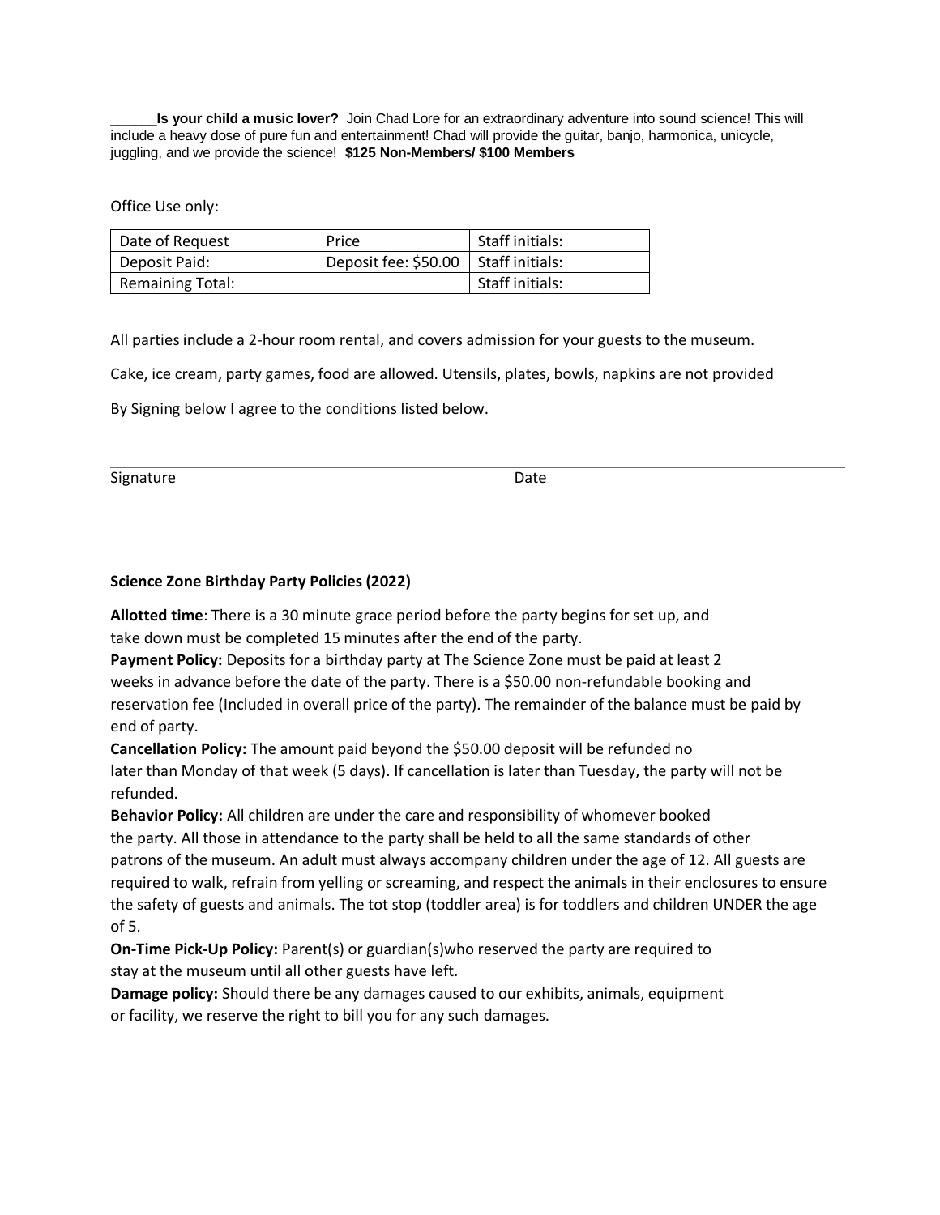______**Is your child a music lover?** Join Chad Lore for an extraordinary adventure into sound science! This will include a heavy dose of pure fun and entertainment! Chad will provide the guitar, banjo, harmonica, unicycle, juggling, and we provide the science! **$125 Non-Members/ $100 Members**

---

Office Use only:

| | | |
|---|---|---|
| Date of Request | Price | Staff initials: |
| Deposit Paid: | Deposit fee: $50.00 | Staff initials: |
| Remaining Total: | | Staff initials: |

All parties include a 2-hour room rental, and covers admission for your guests to the museum.

Cake, ice cream, party games, food are allowed. Utensils, plates, bowls, napkins are not provided

By Signing below I agree to the conditions listed below.

Signature Date

**Science Zone Birthday Party Policies (2022)**

**Allotted time**: There is a 30 minute grace period before the party begins for set up, and take down must be completed 15 minutes after the end of the party.

**Payment Policy:** Deposits for a birthday party at The Science Zone must be paid at least 2 weeks in advance before the date of the party. There is a $50.00 non-refundable booking and reservation fee (Included in overall price of the party). The remainder of the balance must be paid by end of party.

**Cancellation Policy:** The amount paid beyond the $50.00 deposit will be refunded no later than Monday of that week (5 days). If cancellation is later than Tuesday, the party will not be refunded.

**Behavior Policy:** All children are under the care and responsibility of whomever booked the party. All those in attendance to the party shall be held to all the same standards of other patrons of the museum. An adult must always accompany children under the age of 12. All guests are required to walk, refrain from yelling or screaming, and respect the animals in their enclosures to ensure the safety of guests and animals. The tot stop (toddler area) is for toddlers and children UNDER the age of 5.

**On-Time Pick-Up Policy:** Parent(s) or guardian(s)who reserved the party are required to stay at the museum until all other guests have left.

**Damage policy:** Should there be any damages caused to our exhibits, animals, equipment or facility, we reserve the right to bill you for any such damages.